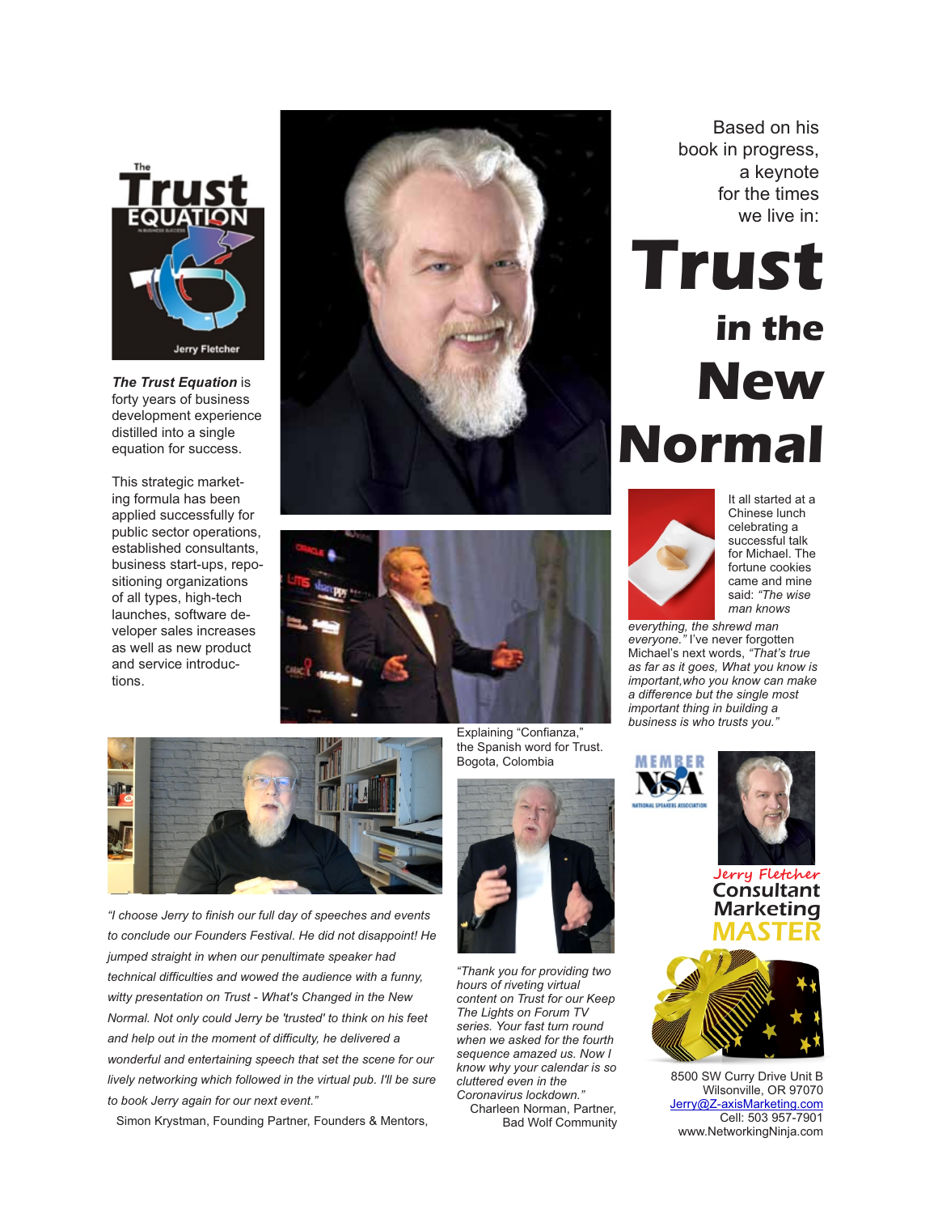Based on his book in progress, a keynote for the times we live in:

# Trust in the New Normal

***The Trust Equation*** is forty years of business development experience distilled into a single equation for success.

This strategic marketing formula has been applied successfully for public sector operations, established consultants, business start-ups, repositioning organizations of all types, high-tech launches, software developer sales increases as well as new product and service introductions.

It all started at a Chinese lunch celebrating a successful talk for Michael. The fortune cookies came and mine said: *"The wise man knows everything, the shrewd man everyone."* I've never forgotten Michael's next words, *"That's true as far as it goes, What you know is important,who you know can make a difference but the single most important thing in building a business is who trusts you."*

Explaining "Confianza," the Spanish word for Trust. Bogota, Colombia

*"I choose Jerry to finish our full day of speeches and events to conclude our Founders Festival. He did not disappoint! He jumped straight in when our penultimate speaker had technical difficulties and wowed the audience with a funny, witty presentation on Trust - What's Changed in the New Normal. Not only could Jerry be 'trusted' to think on his feet and help out in the moment of difficulty, he delivered a wonderful and entertaining speech that set the scene for our lively networking which followed in the virtual pub. I'll be sure to book Jerry again for our next event."*

Simon Krystman, Founding Partner, Founders & Mentors,

*"Thank you for providing two hours of riveting virtual content on Trust for our Keep The Lights on Forum TV series. Your fast turn round when we asked for the fourth sequence amazed us. Now I know why your calendar is so cluttered even in the Coronavirus lockdown."*

Charleen Norman, Partner, Bad Wolf Community

MEMBER NSA National Speakers Association

Jerry Fletcher
Consultant Marketing MASTER

8500 SW Curry Drive Unit B
Wilsonville, OR 97070
Jerry@Z-axisMarketing.com
Cell: 503 957-7901
www.NetworkingNinja.com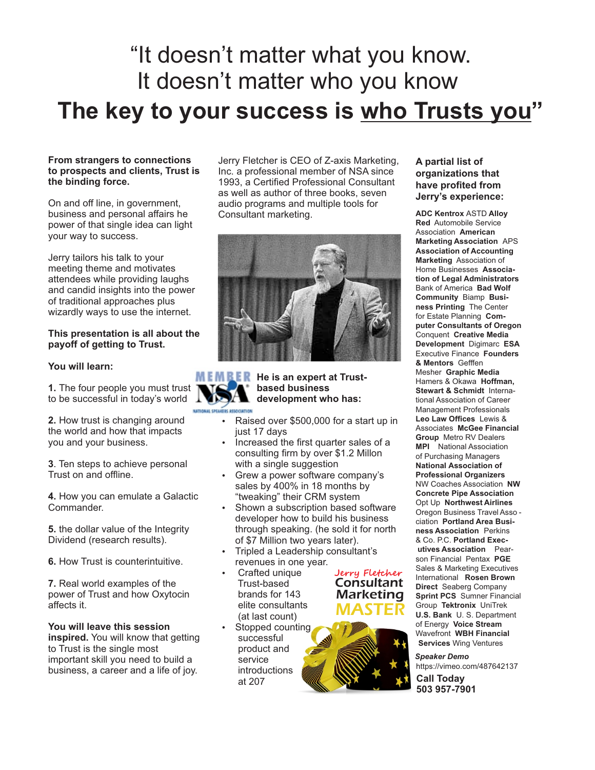# “It doesn’t matter what you know. It doesn’t matter who you know **The key to your success is who Trusts you**”

**From strangers to connections to prospects and clients, Trust is the binding force.**

On and off line, in government, business and personal affairs he power of that single idea can light your way to success.

Jerry tailors his talk to your meeting theme and motivates attendees while providing laughs and candid insights into the power of traditional approaches plus wizardly ways to use the internet.

**This presentation is all about the payoff of getting to Trust.**

**You will learn:**

**1.** The four people you must trust to be successful in today’s world

**2.** How trust is changing around the world and how that impacts you and your business.

**3**. Ten steps to achieve personal Trust on and offline.

**4.** How you can emulate a Galactic Commander.

**5.** the dollar value of the Integrity Dividend (research results).

**6.** How Trust is counterintuitive.

**7.** Real world examples of the power of Trust and how Oxytocin affects it.

**You will leave this session inspired.** You will know that getting to Trust is the single most important skill you need to build a business, a career and a life of joy.

Jerry Fletcher is CEO of Z-axis Marketing, Inc. a professional member of NSA since 1993, a Certified Professional Consultant as well as author of three books, seven audio programs and multiple tools for Consultant marketing.

MEMBER NSA NATIONAL SPEAKERS ASSOCIATION

**He is an expert at Trust-based business development who has:**

- Raised over $500,000 for a start up in just 17 days
- Increased the first quarter sales of a consulting firm by over $1.2 Millon with a single suggestion
- Grew a power software company’s sales by 400% in 18 months by “tweaking” their CRM system
- Shown a subscription based software developer how to build his business through speaking. (he sold it for north of $7 Million two years later).
- Tripled a Leadership consultant’s revenues in one year.
- Crafted unique Trust-based brands for 143 elite consultants (at last count)
- Stopped counting successful product and service introductions at 207

Jerry Fletcher Consultant Marketing MASTER

**A partial list of organizations that have profited from Jerry’s experience:**

**ADC Kentrox** ASTD **Alloy Red** Automobile Service Association **American Marketing Association** APS **Association of Accounting Marketing** Association of Home Businesses **Association of Legal Administrators** Bank of America **Bad Wolf Community** Biamp **Business Printing** The Center for Estate Planning **Computer Consultants of Oregon** Conquent **Creative Media Development** Digimarc **ESA** Executive Finance **Founders & Mentors** Gefffen Mesher **Graphic Media** Hamers & Okawa **Hoffman, Stewart & Schmidt** International Association of Career Management Professionals **Leo Law Offices** Lewis & Associates **McGee Financial Group** Metro RV Dealers **MPI** National Association of Purchasing Managers **National Association of Professional Organizers** NW Coaches Association **NW Concrete Pipe Association** Opt Up **Northwest Airlines** Oregon Business Travel Association **Portland Area Business Association** Perkins & Co. P.C. **Portland Executives Association** Pearson Financial Pentax **PGE** Sales & Marketing Executives International **Rosen Brown Direct** Seaberg Company **Sprint PCS** Sumner Financial Group **Tektronix** UniTrek **U.S. Bank** U. S. Department of Energy **Voice Stream** Wavefront **WBH Financial Services** Wing Ventures

***Speaker Demo***
https://vimeo.com/487642137

**Call Today**
**503 957-7901**